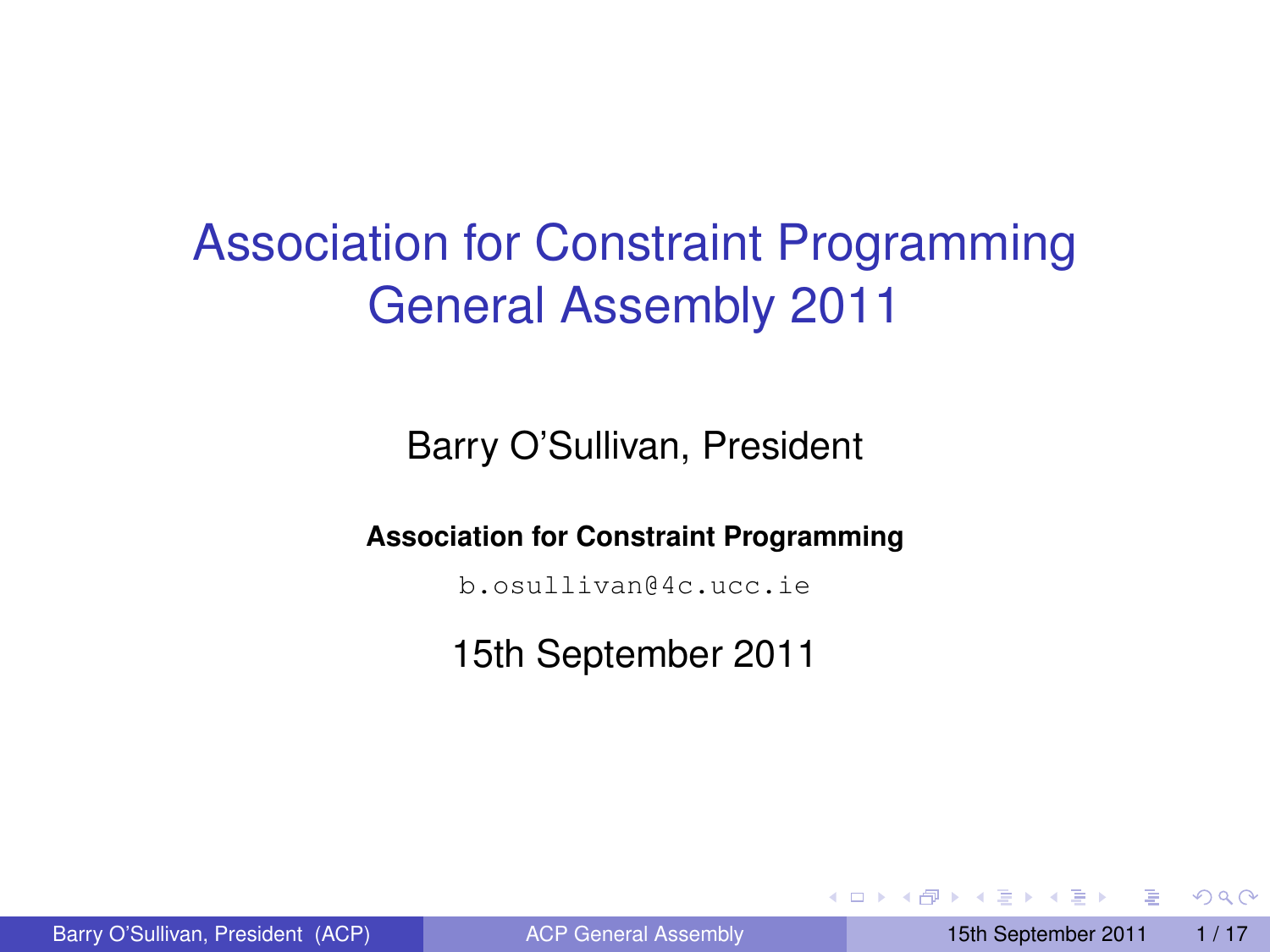# Association for Constraint Programming General Assembly 2011

Barry O'Sullivan, President

**Association for Constraint Programming**

`b.osullivan@4c.ucc.ie`

15th September 2011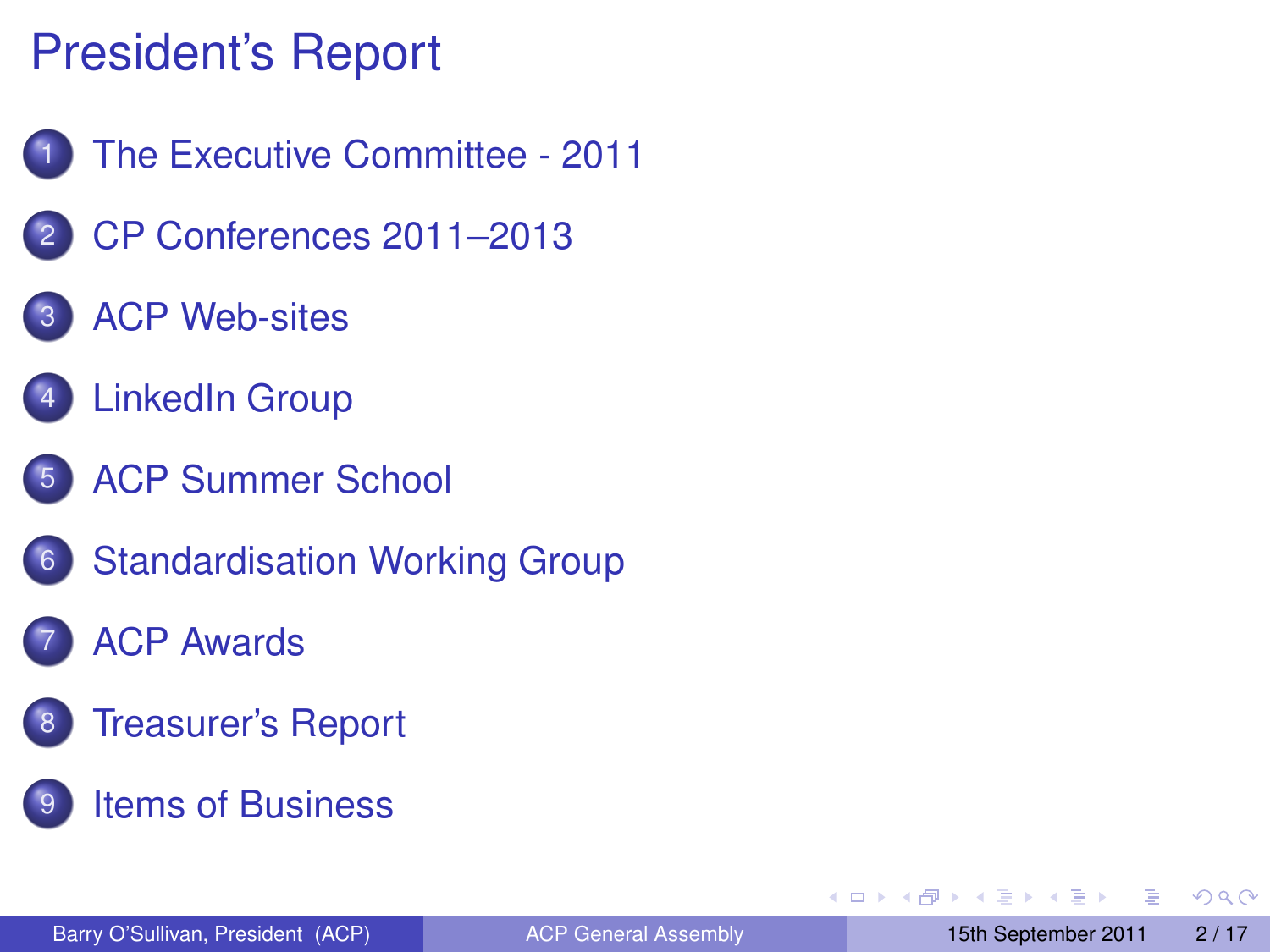# President's Report

1. The Executive Committee - 2011
2. CP Conferences 2011–2013
3. ACP Web-sites
4. LinkedIn Group
5. ACP Summer School
6. Standardisation Working Group
7. ACP Awards
8. Treasurer's Report
9. Items of Business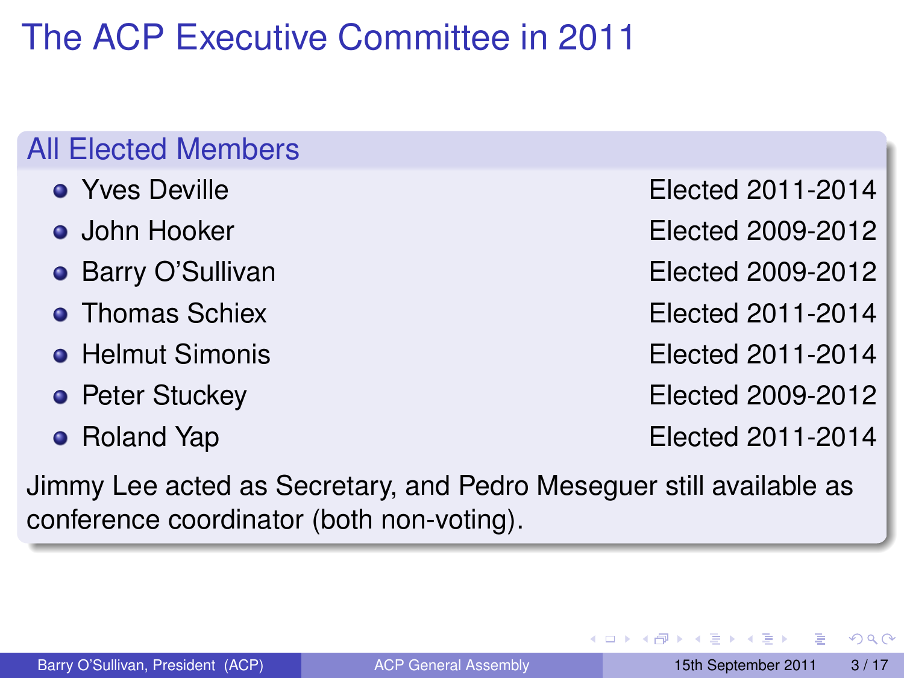# The ACP Executive Committee in 2011

## All Elected Members

- Yves Deville — Elected 2011-2014
- John Hooker — Elected 2009-2012
- Barry O'Sullivan — Elected 2009-2012
- Thomas Schiex — Elected 2011-2014
- Helmut Simonis — Elected 2011-2014
- Peter Stuckey — Elected 2009-2012
- Roland Yap — Elected 2011-2014

Jimmy Lee acted as Secretary, and Pedro Meseguer still available as conference coordinator (both non-voting).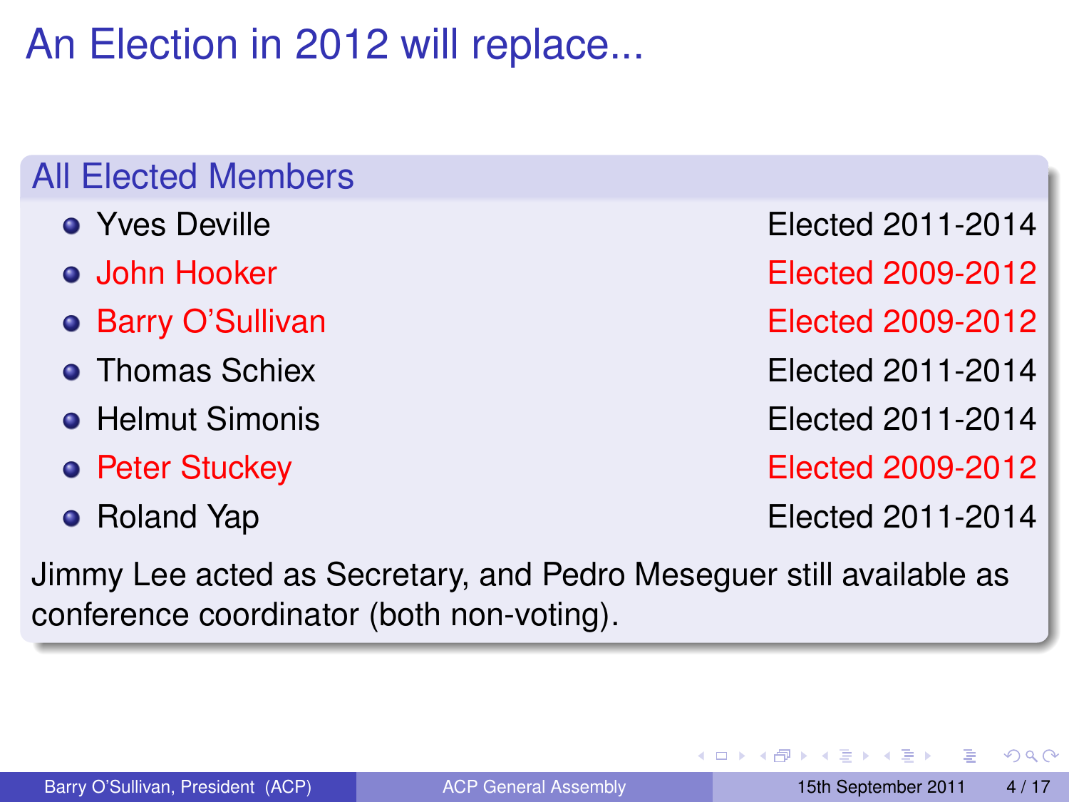# An Election in 2012 will replace...

## All Elected Members

- Yves Deville — Elected 2011-2014
- John Hooker — Elected 2009-2012
- Barry O'Sullivan — Elected 2009-2012
- Thomas Schiex — Elected 2011-2014
- Helmut Simonis — Elected 2011-2014
- Peter Stuckey — Elected 2009-2012
- Roland Yap — Elected 2011-2014

Jimmy Lee acted as Secretary, and Pedro Meseguer still available as conference coordinator (both non-voting).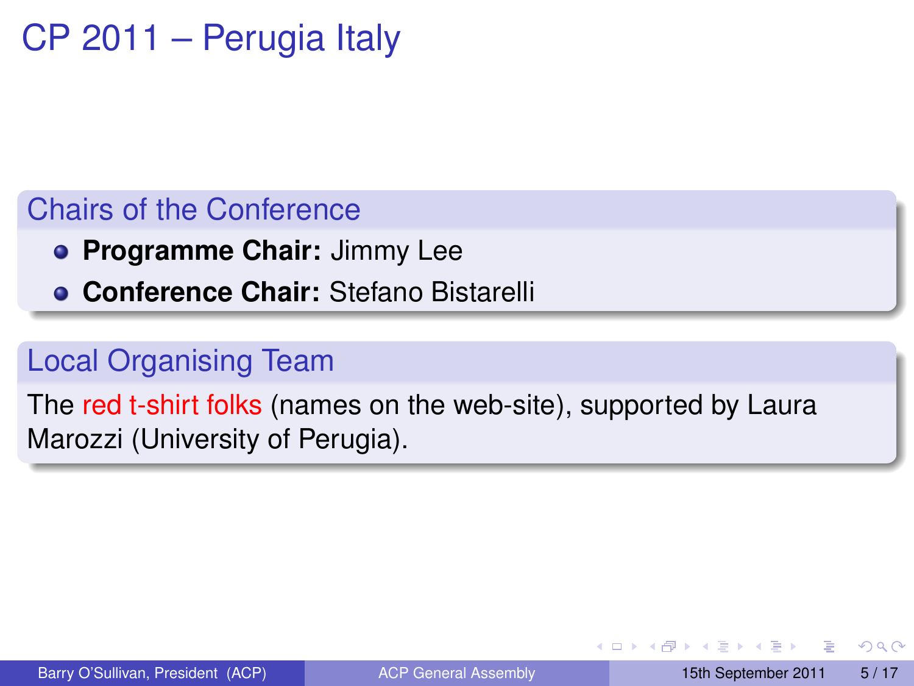# CP 2011 – Perugia Italy

## Chairs of the Conference

- **Programme Chair:** Jimmy Lee
- **Conference Chair:** Stefano Bistarelli

## Local Organising Team

The red t-shirt folks (names on the web-site), supported by Laura Marozzi (University of Perugia).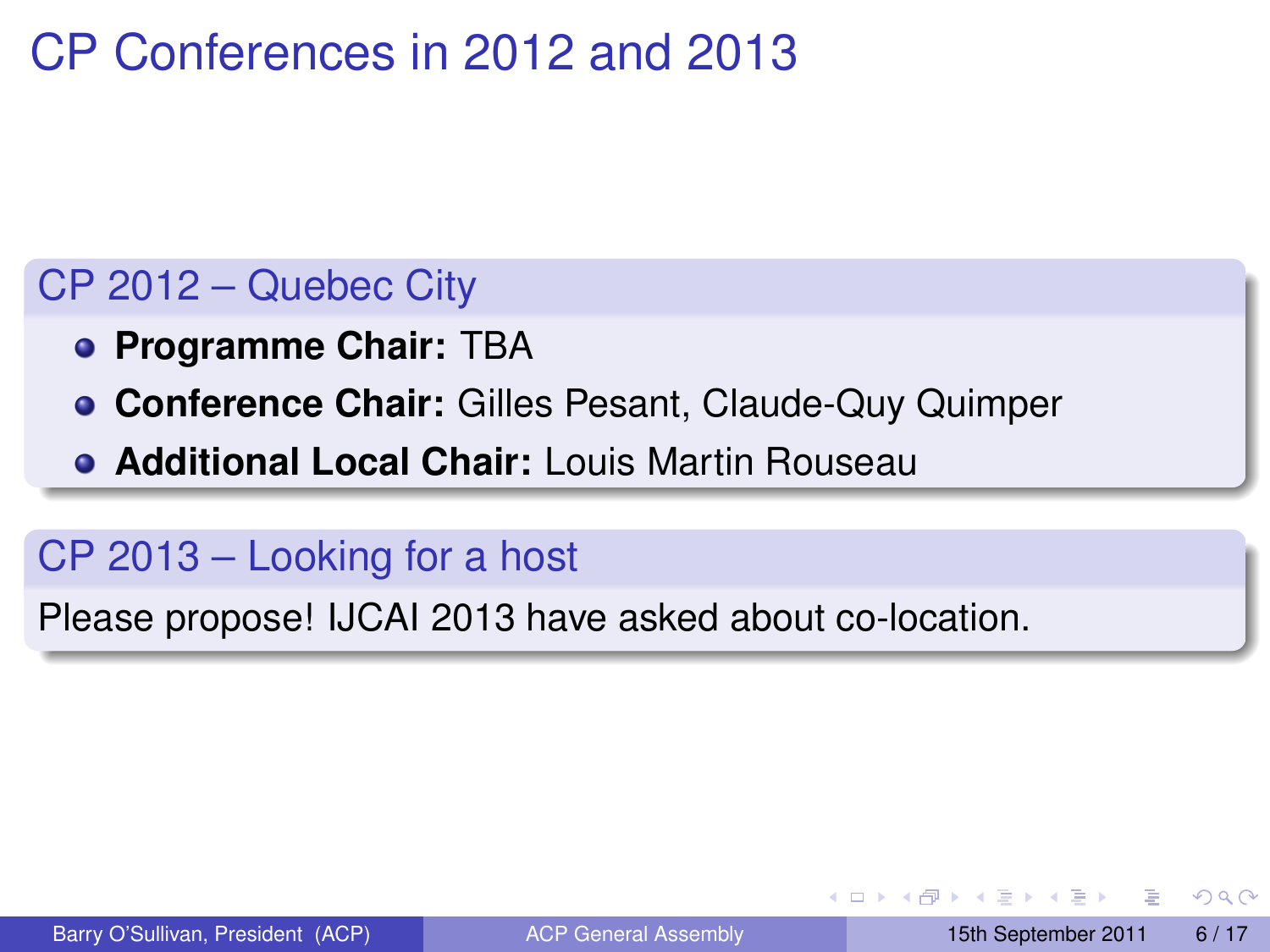# CP Conferences in 2012 and 2013

## CP 2012 – Quebec City

- **Programme Chair:** TBA
- **Conference Chair:** Gilles Pesant, Claude-Quy Quimper
- **Additional Local Chair:** Louis Martin Rouseau

## CP 2013 – Looking for a host

Please propose! IJCAI 2013 have asked about co-location.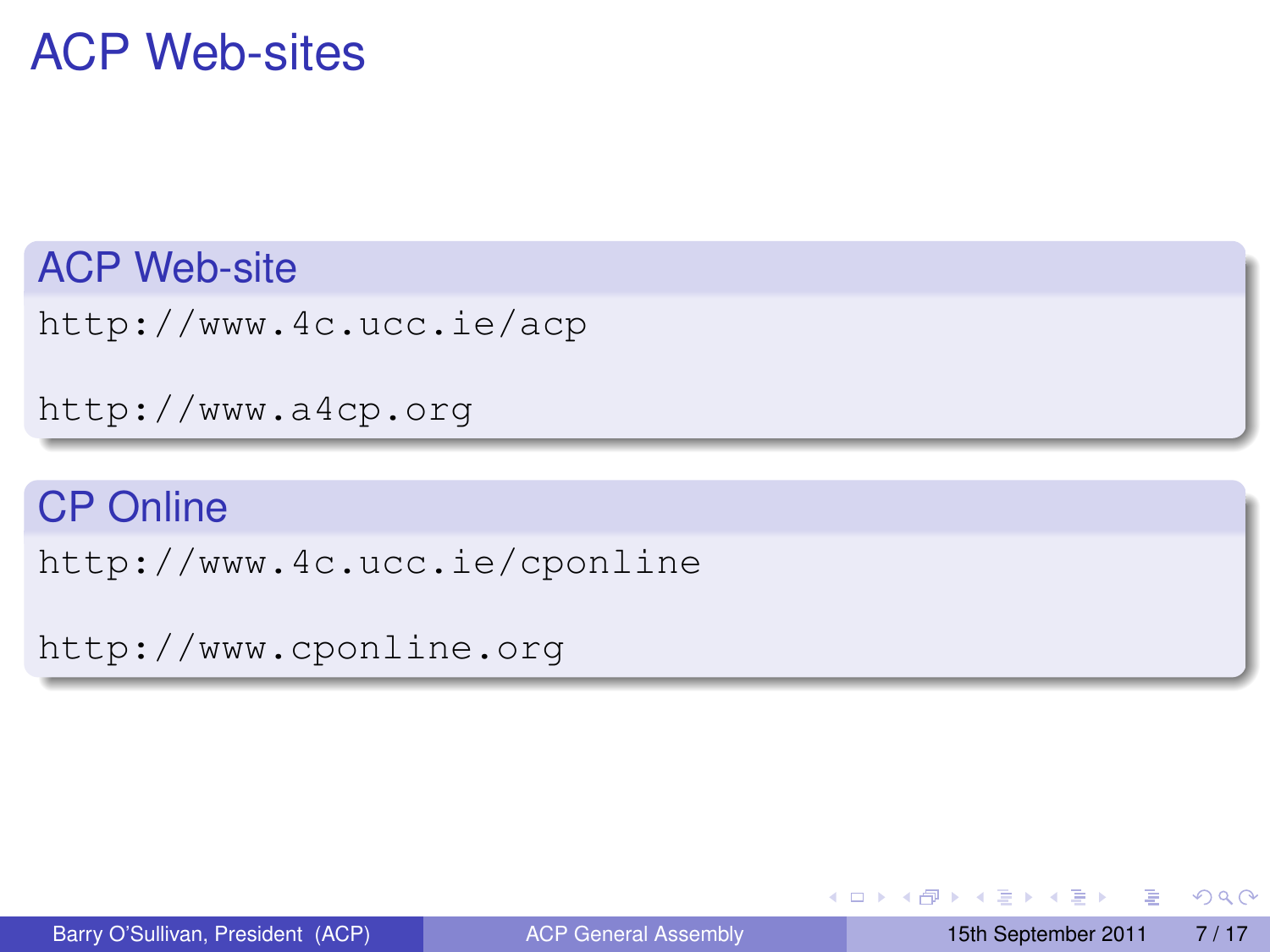# ACP Web-sites

## ACP Web-site

http://www.4c.ucc.ie/acp

http://www.a4cp.org

## CP Online

http://www.4c.ucc.ie/cponline

http://www.cponline.org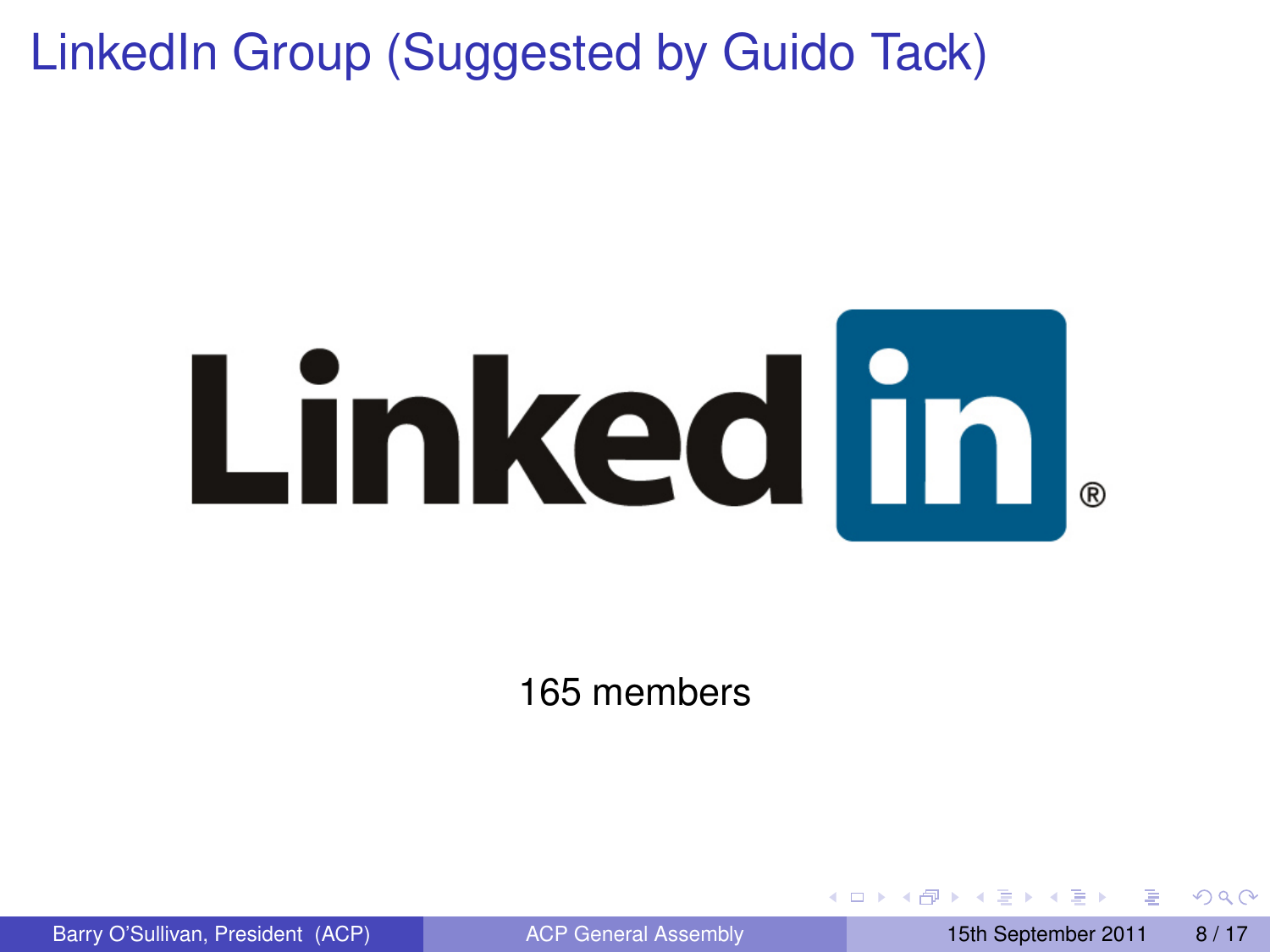# LinkedIn Group (Suggested by Guido Tack)

165 members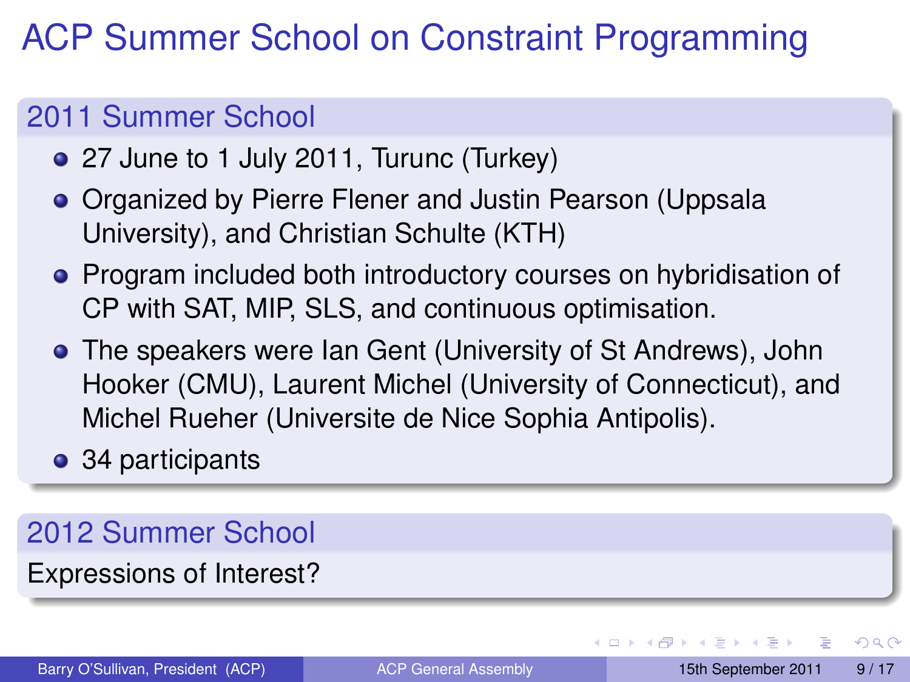# ACP Summer School on Constraint Programming

## 2011 Summer School

- 27 June to 1 July 2011, Turunc (Turkey)
- Organized by Pierre Flener and Justin Pearson (Uppsala University), and Christian Schulte (KTH)
- Program included both introductory courses on hybridisation of CP with SAT, MIP, SLS, and continuous optimisation.
- The speakers were Ian Gent (University of St Andrews), John Hooker (CMU), Laurent Michel (University of Connecticut), and Michel Rueher (Universite de Nice Sophia Antipolis).
- 34 participants

## 2012 Summer School

Expressions of Interest?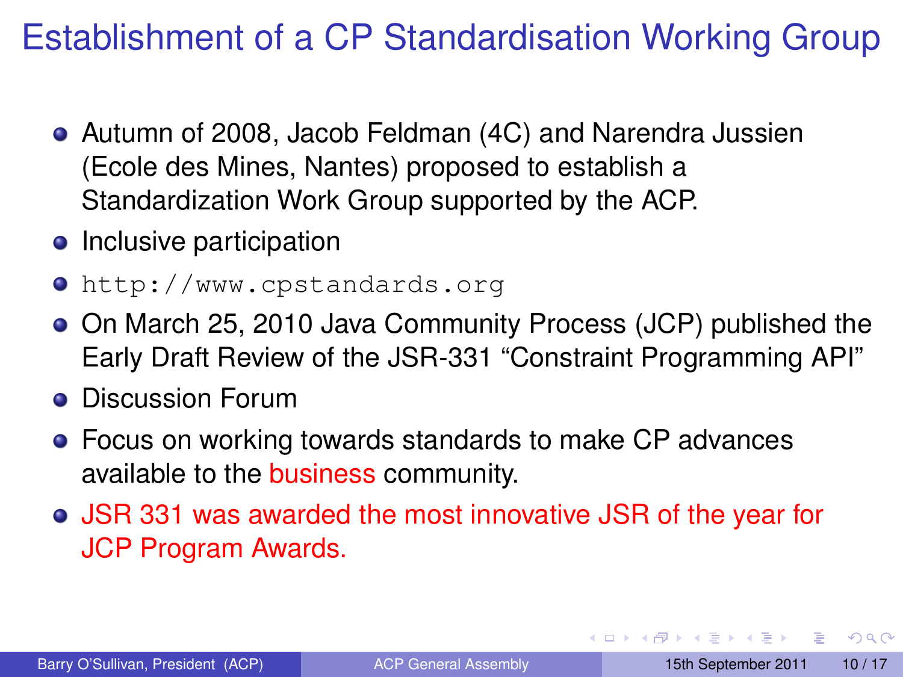# Establishment of a CP Standardisation Working Group

- Autumn of 2008, Jacob Feldman (4C) and Narendra Jussien (Ecole des Mines, Nantes) proposed to establish a Standardization Work Group supported by the ACP.
- Inclusive participation
- `http://www.cpstandards.org`
- On March 25, 2010 Java Community Process (JCP) published the Early Draft Review of the JSR-331 "Constraint Programming API"
- Discussion Forum
- Focus on working towards standards to make CP advances available to the business community.
- JSR 331 was awarded the most innovative JSR of the year for JCP Program Awards.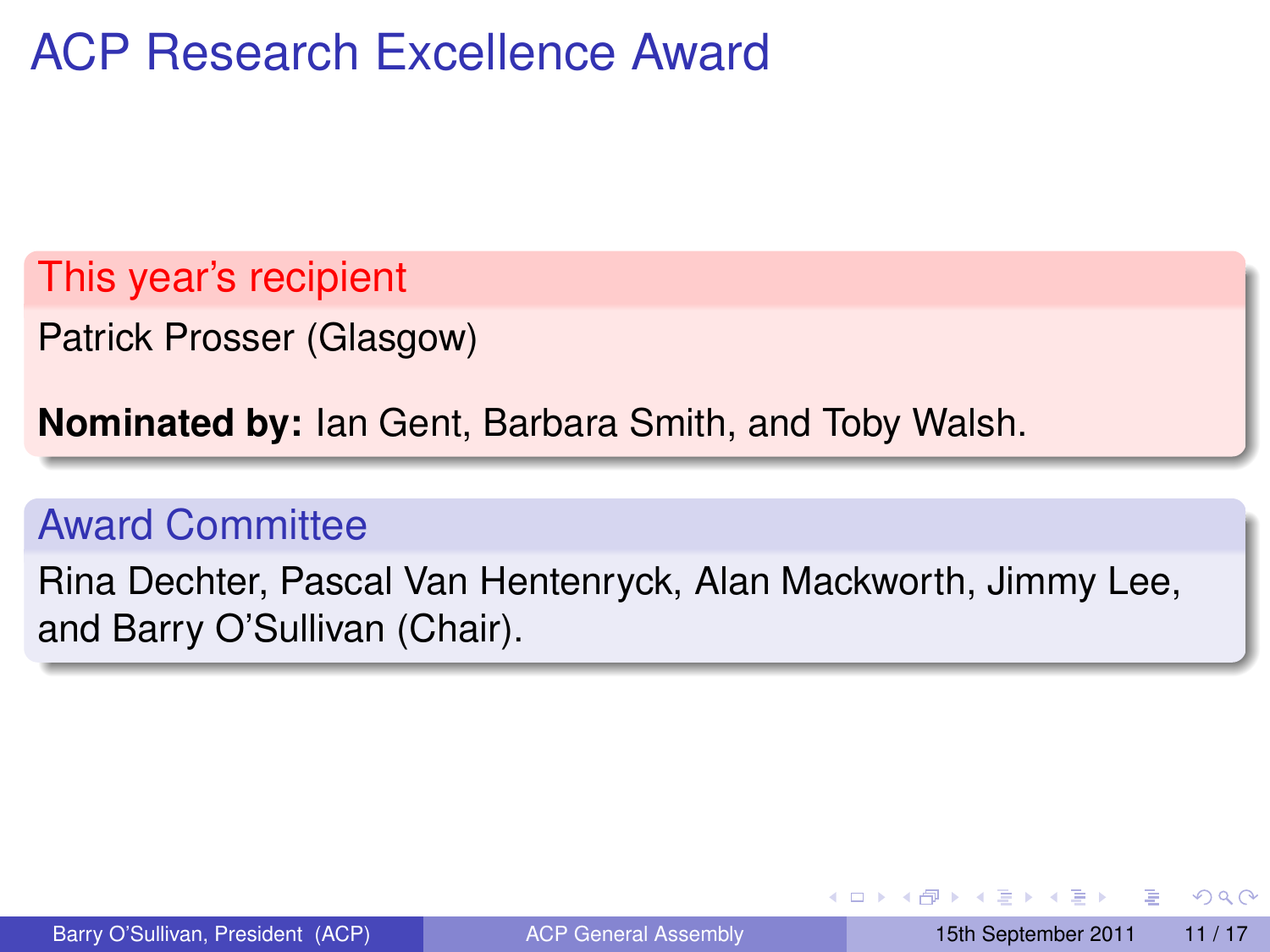# ACP Research Excellence Award

## This year's recipient

Patrick Prosser (Glasgow)

**Nominated by:** Ian Gent, Barbara Smith, and Toby Walsh.

## Award Committee

Rina Dechter, Pascal Van Hentenryck, Alan Mackworth, Jimmy Lee, and Barry O'Sullivan (Chair).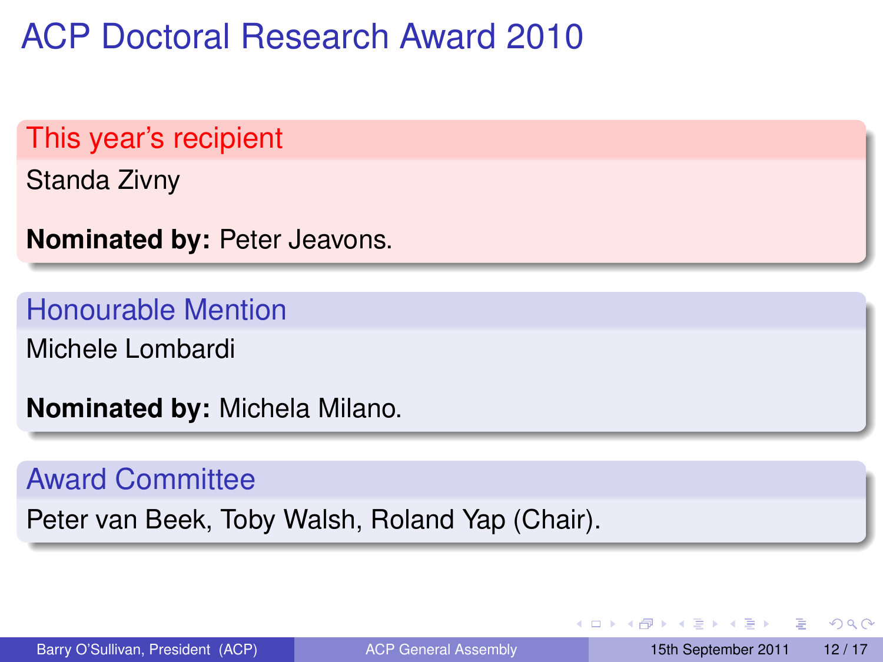# ACP Doctoral Research Award 2010

## This year's recipient

Standa Zivny

**Nominated by:** Peter Jeavons.

## Honourable Mention

Michele Lombardi

**Nominated by:** Michela Milano.

## Award Committee

Peter van Beek, Toby Walsh, Roland Yap (Chair).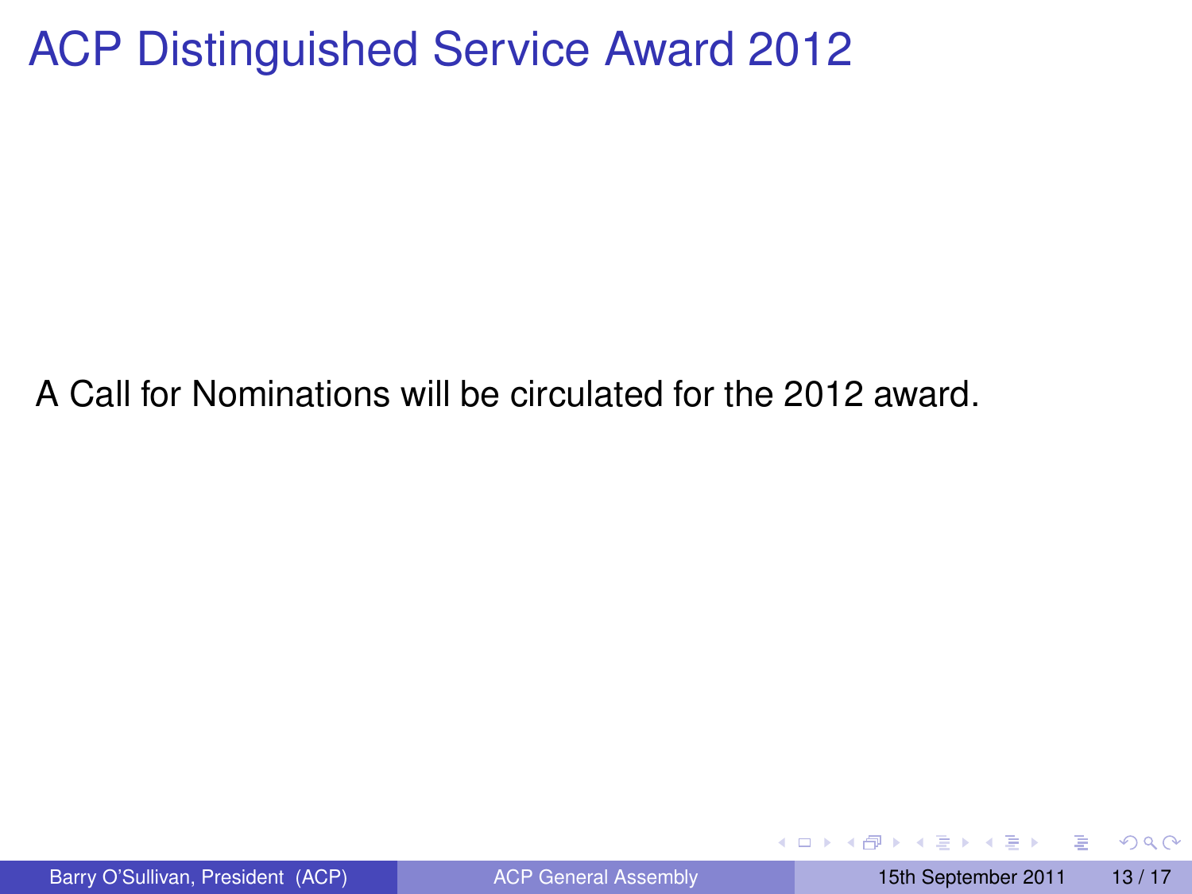# ACP Distinguished Service Award 2012

A Call for Nominations will be circulated for the 2012 award.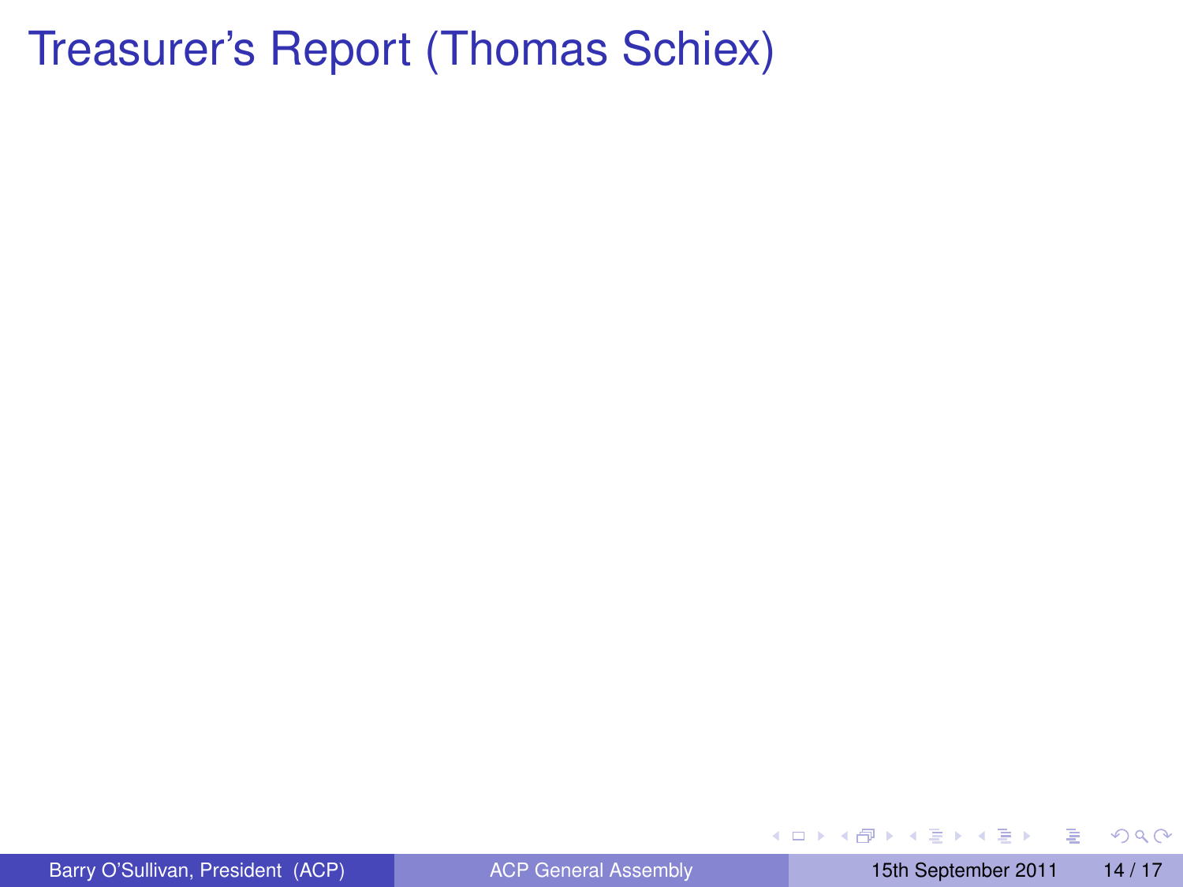# Treasurer's Report (Thomas Schiex)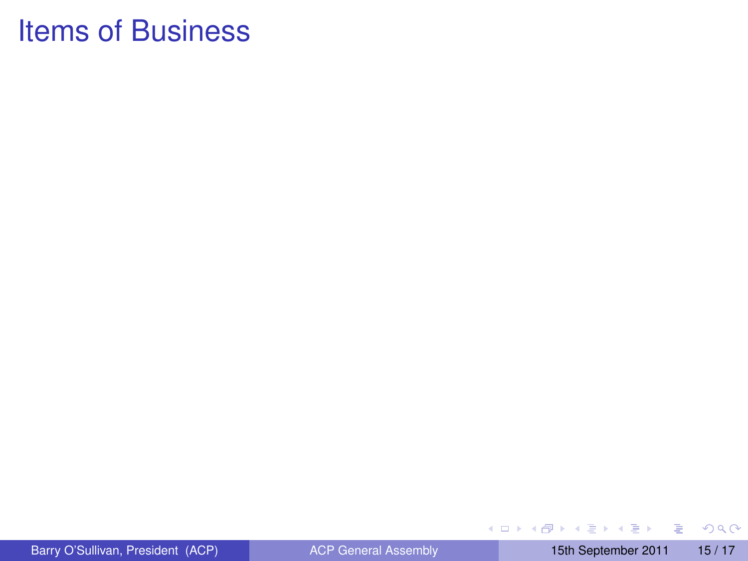# Items of Business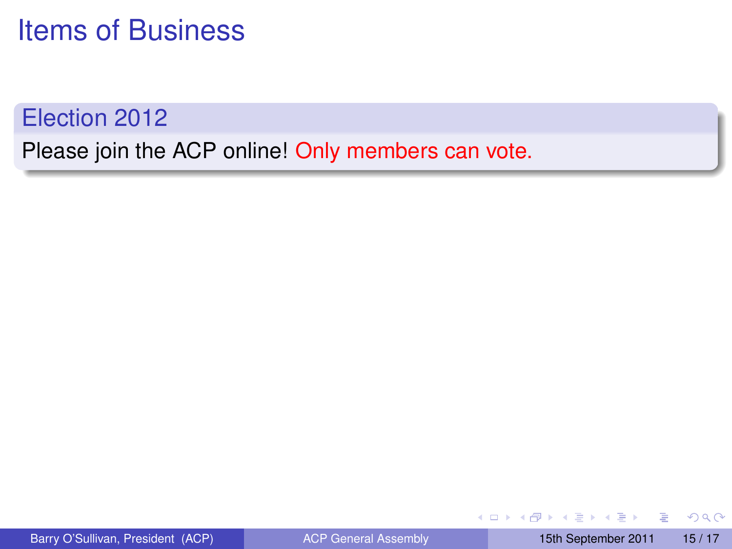# Items of Business

## Election 2012

Please join the ACP online! Only members can vote.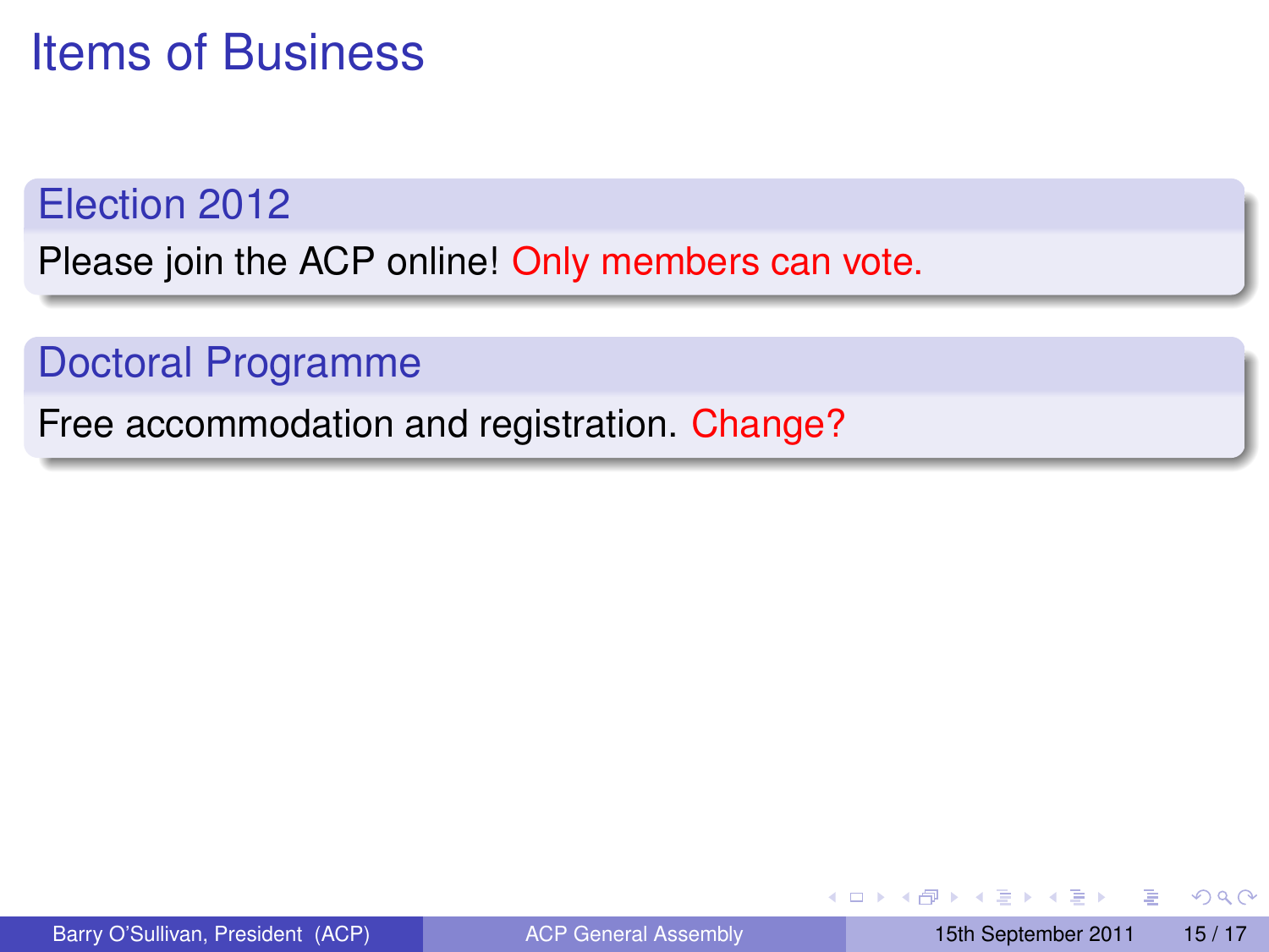# Items of Business

## Election 2012

Please join the ACP online! Only members can vote.

## Doctoral Programme

Free accommodation and registration. Change?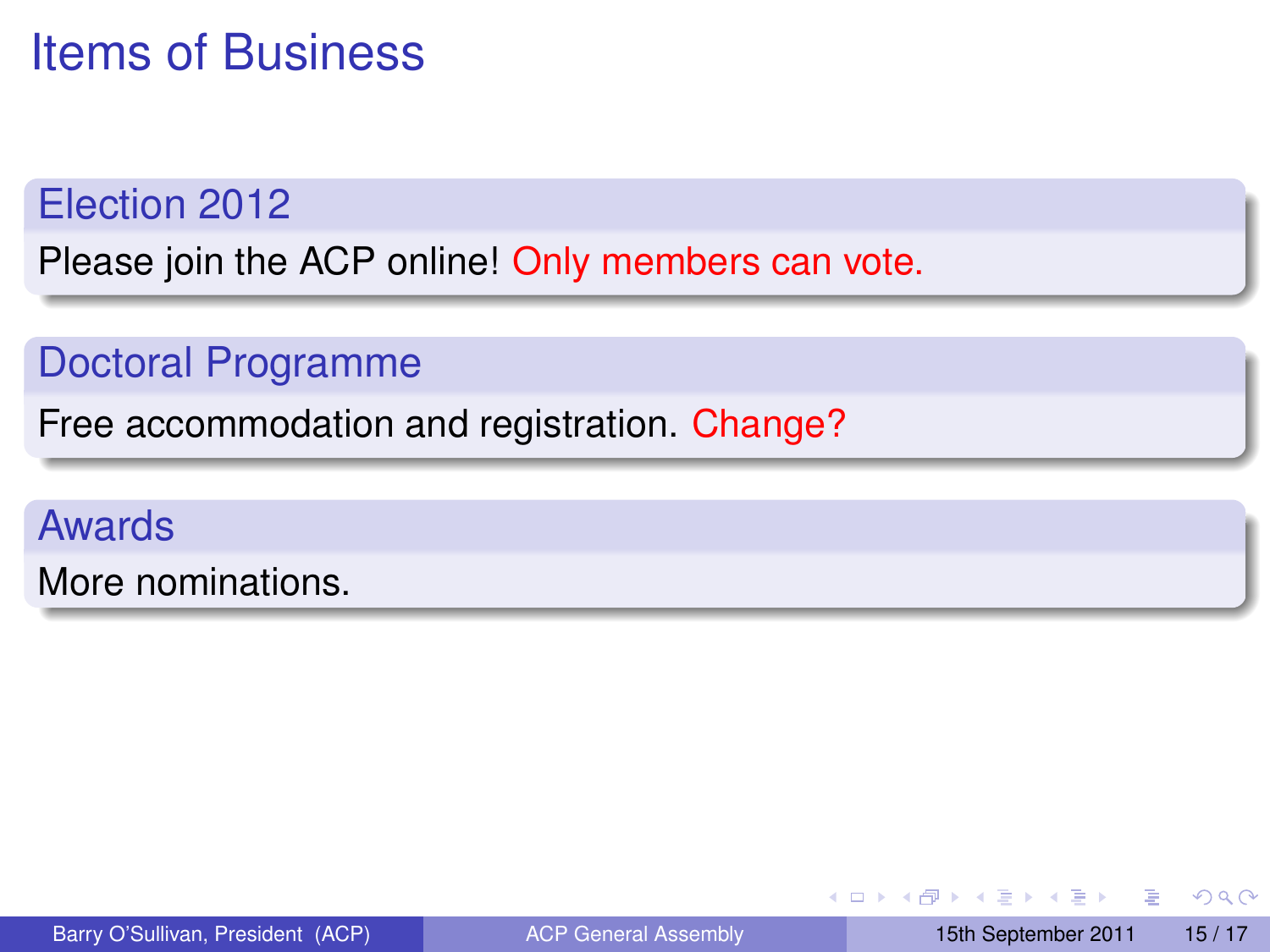# Items of Business

## Election 2012

Please join the ACP online! Only members can vote.

## Doctoral Programme

Free accommodation and registration. Change?

## Awards

More nominations.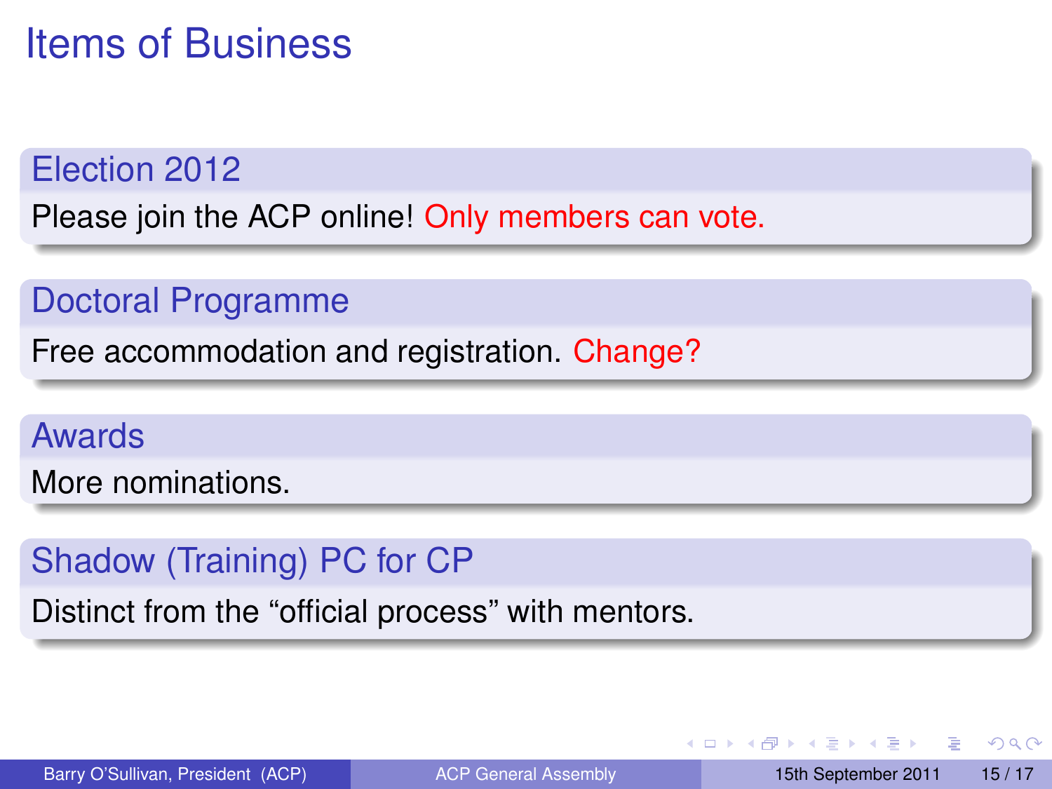# Items of Business

### Election 2012

Please join the ACP online! Only members can vote.

### Doctoral Programme

Free accommodation and registration. Change?

### Awards

More nominations.

### Shadow (Training) PC for CP

Distinct from the “official process” with mentors.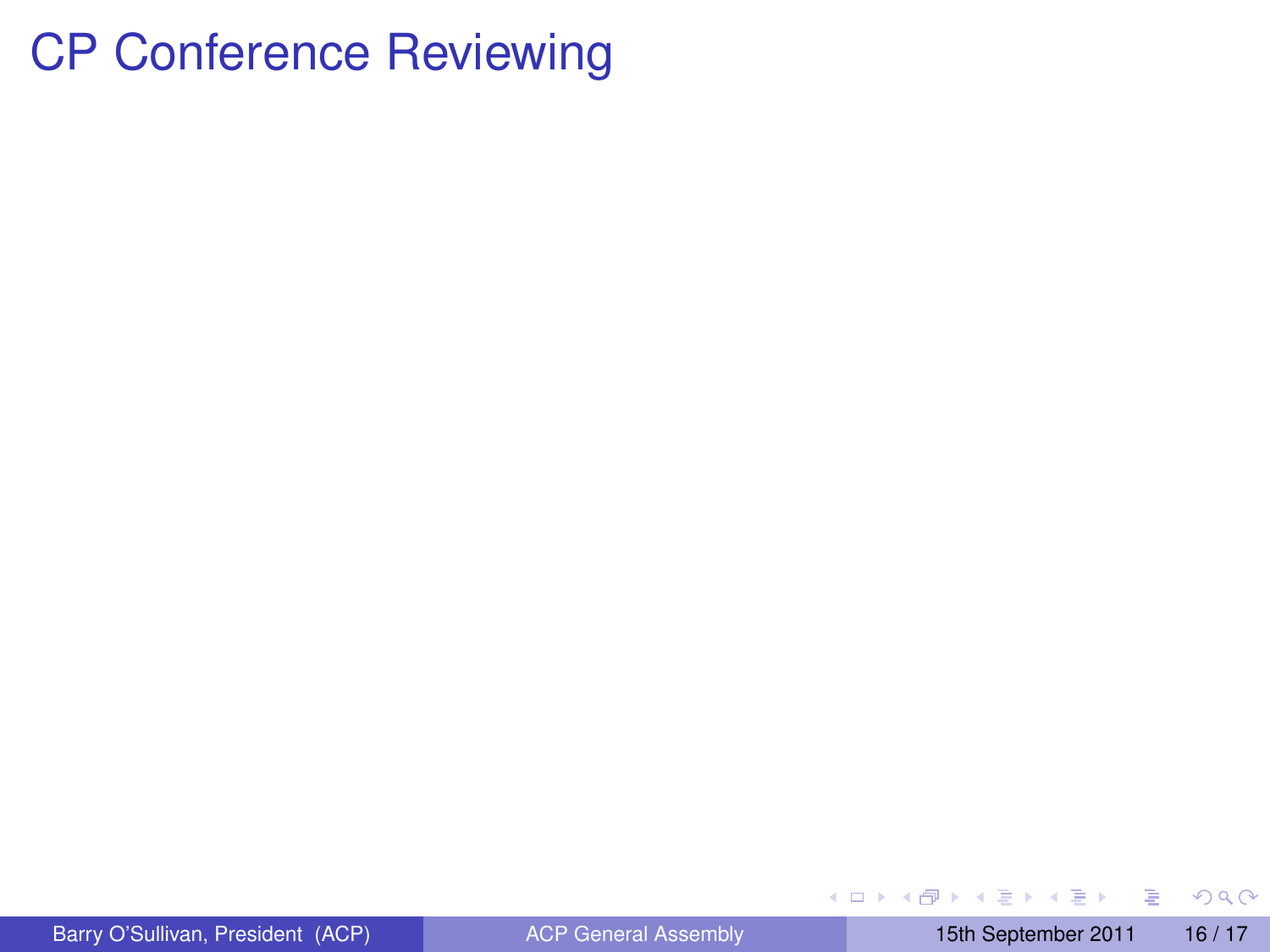# CP Conference Reviewing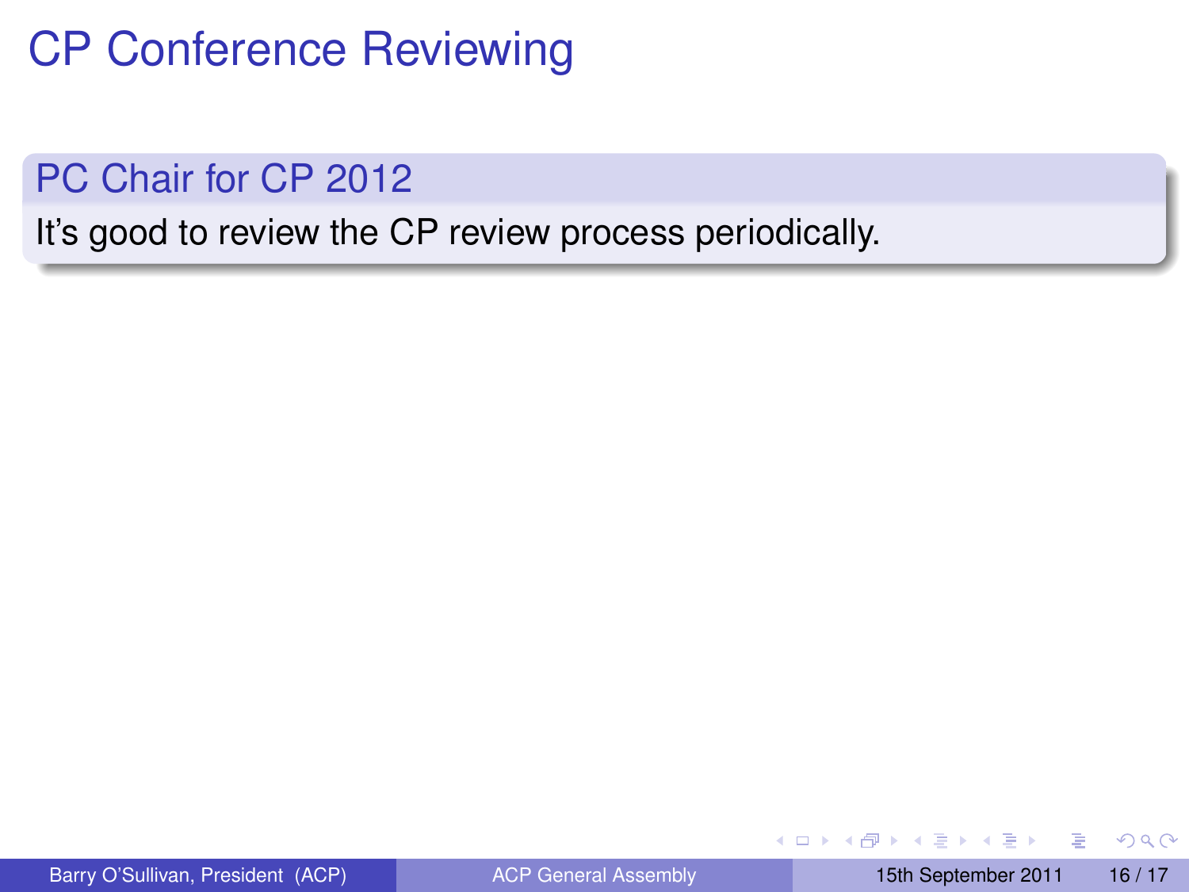# CP Conference Reviewing

## PC Chair for CP 2012

It's good to review the CP review process periodically.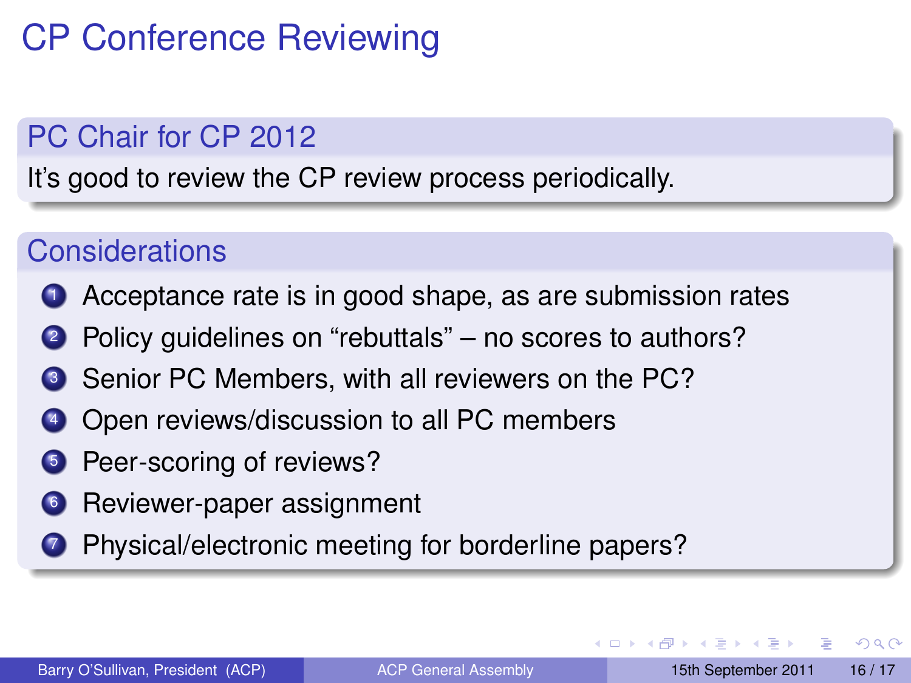# CP Conference Reviewing

## PC Chair for CP 2012

It's good to review the CP review process periodically.

## Considerations

1. Acceptance rate is in good shape, as are submission rates
2. Policy guidelines on "rebuttals" – no scores to authors?
3. Senior PC Members, with all reviewers on the PC?
4. Open reviews/discussion to all PC members
5. Peer-scoring of reviews?
6. Reviewer-paper assignment
7. Physical/electronic meeting for borderline papers?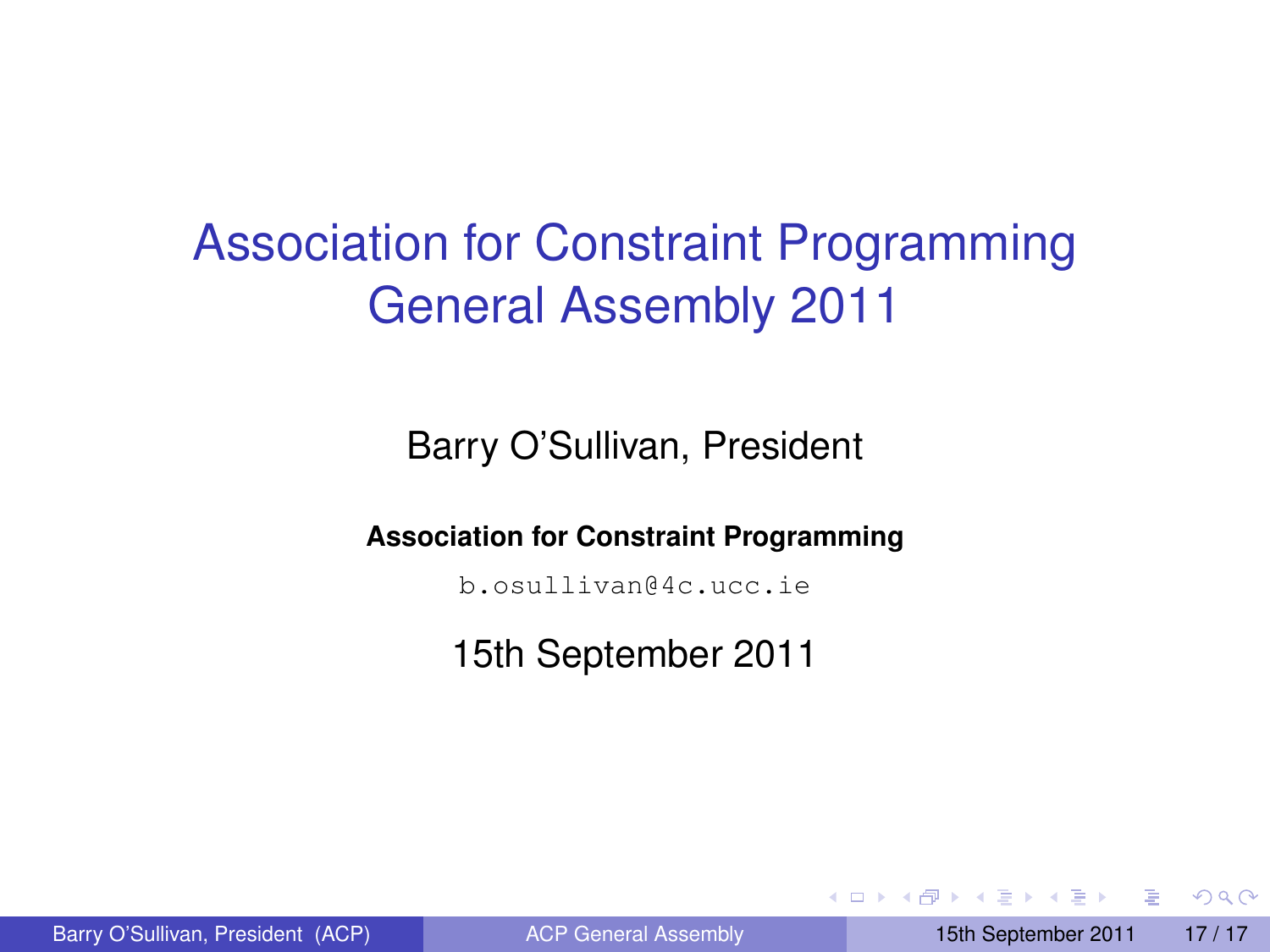# Association for Constraint Programming General Assembly 2011

Barry O'Sullivan, President

**Association for Constraint Programming**

`b.osullivan@4c.ucc.ie`

15th September 2011